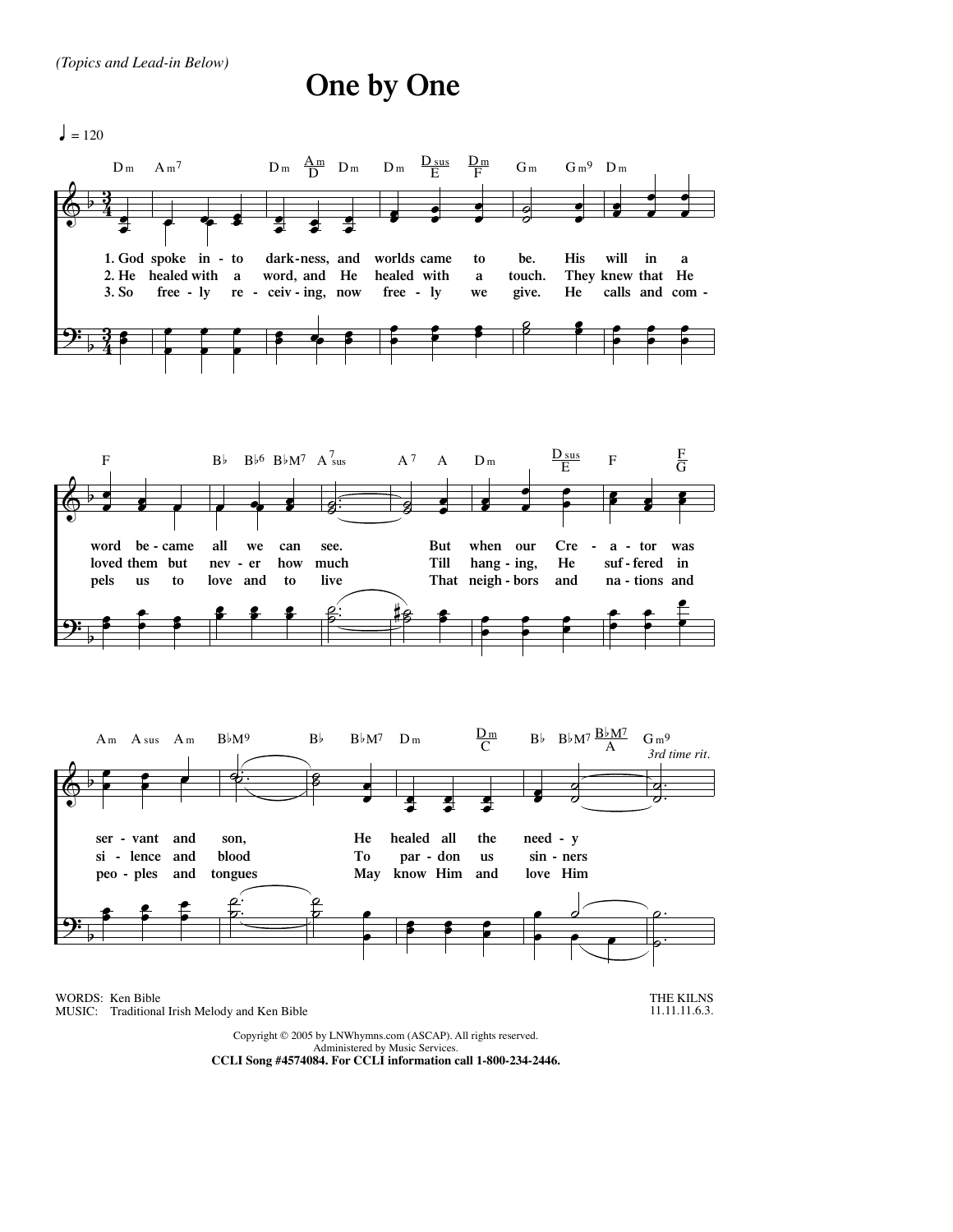*(Topics and Lead-in Below)*

# One by One

♩ = 120

1. God spoke into darkness, and worlds came to be. His will in a word became all we can see. But when our Creator was servant and son, He healed all the needy
2. He healed with a word, and He healed with a touch. They knew that He loved them but never how much Till hanging, He suffered in silence and blood To pardon us sinners
3. So freely receiving, now freely we give. He calls and compels us to love and to live That neighbors and nations and peoples and tongues May know Him and love Him

WORDS: Ken Bible
MUSIC: Traditional Irish Melody and Ken Bible

THE KILNS
11.11.11.6.3.

Copyright © 2005 by LNWhymns.com (ASCAP). All rights reserved.
Administered by Music Services.
**CCLI Song #4574084. For CCLI information call 1-800-234-2446.**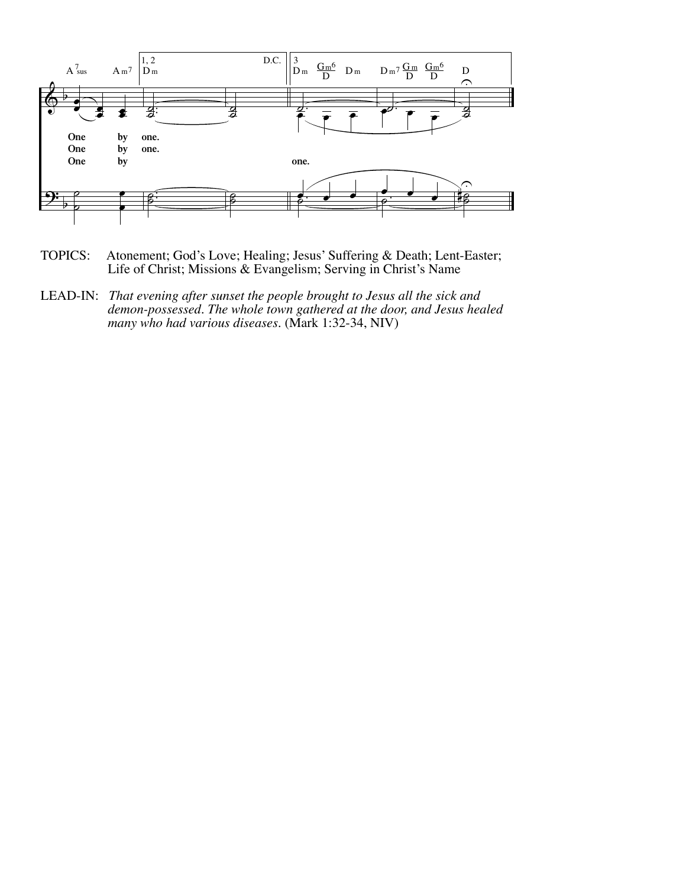TOPICS: Atonement; God's Love; Healing; Jesus' Suffering & Death; Lent-Easter; Life of Christ; Missions & Evangelism; Serving in Christ's Name

LEAD-IN: *That evening after sunset the people brought to Jesus all the sick and demon-possessed. The whole town gathered at the door, and Jesus healed many who had various diseases.* (Mark 1:32-34, NIV)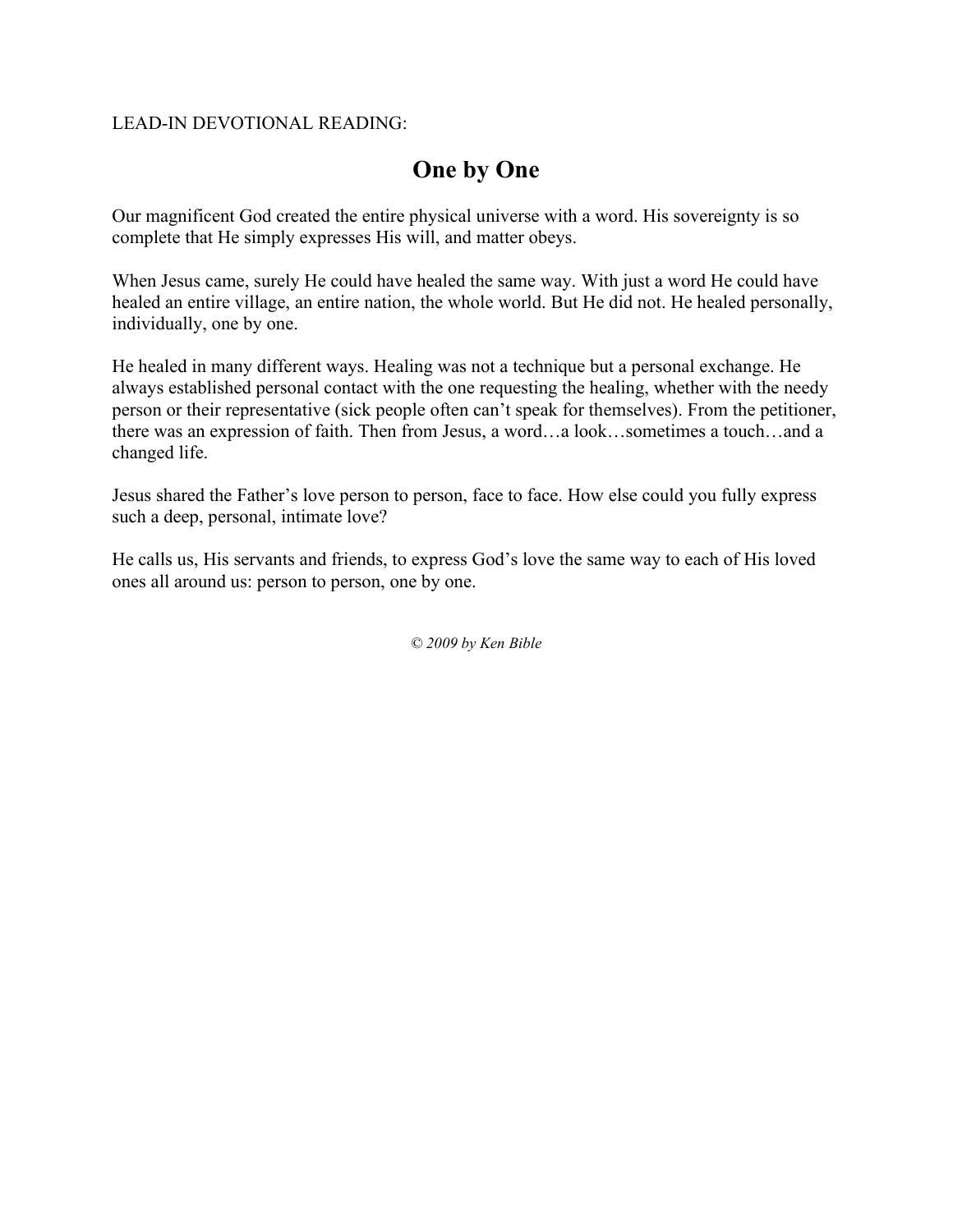LEAD-IN DEVOTIONAL READING:

# One by One

Our magnificent God created the entire physical universe with a word. His sovereignty is so complete that He simply expresses His will, and matter obeys.

When Jesus came, surely He could have healed the same way. With just a word He could have healed an entire village, an entire nation, the whole world. But He did not. He healed personally, individually, one by one.

He healed in many different ways. Healing was not a technique but a personal exchange. He always established personal contact with the one requesting the healing, whether with the needy person or their representative (sick people often can't speak for themselves). From the petitioner, there was an expression of faith. Then from Jesus, a word…a look…sometimes a touch…and a changed life.

Jesus shared the Father's love person to person, face to face. How else could you fully express such a deep, personal, intimate love?

He calls us, His servants and friends, to express God's love the same way to each of His loved ones all around us: person to person, one by one.

*© 2009 by Ken Bible*